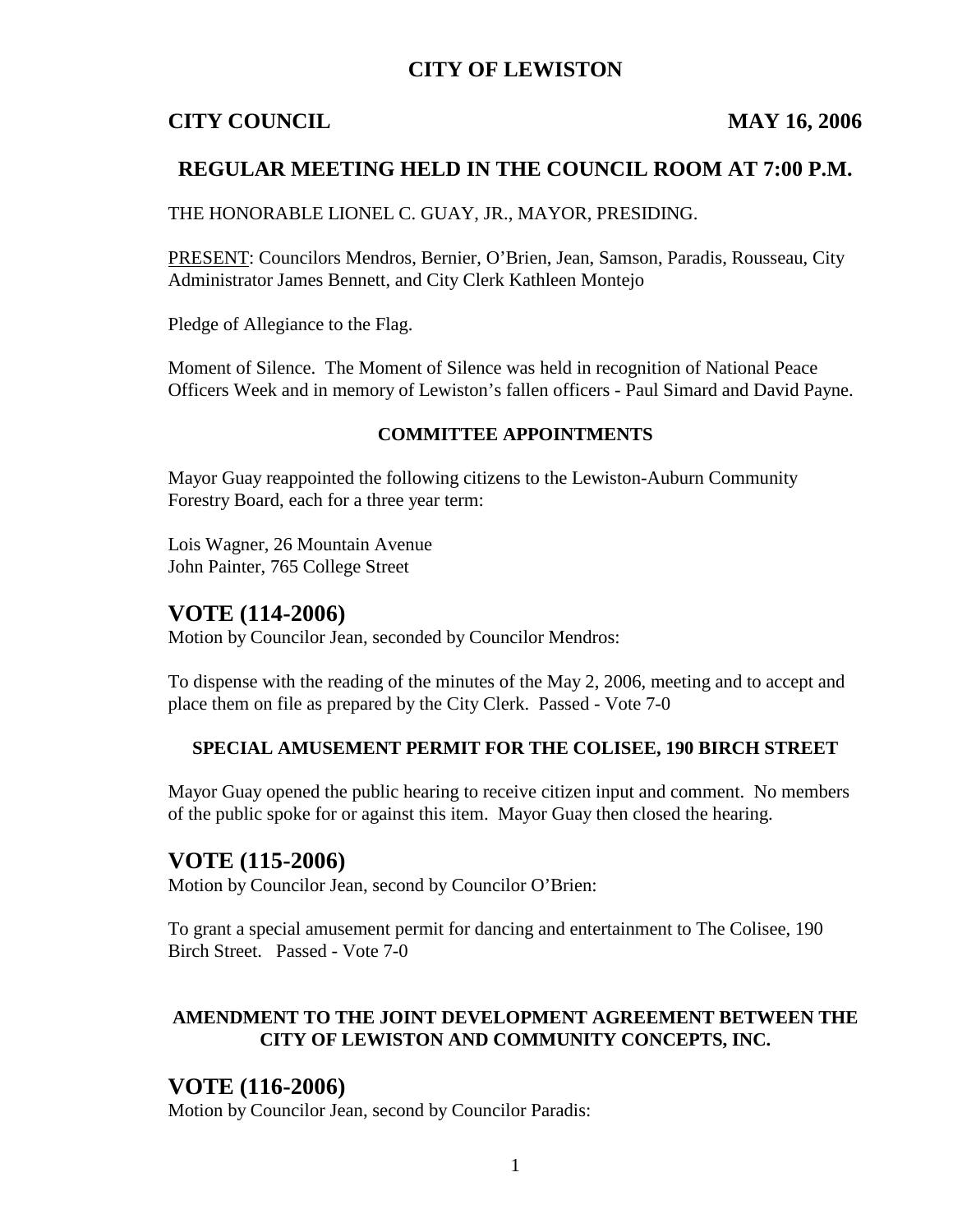# CITY OF LEWISTON

**CITY COUNCIL** **MAY 16, 2006**

## REGULAR MEETING HELD IN THE COUNCIL ROOM AT 7:00 P.M.

THE HONORABLE LIONEL C. GUAY, JR., MAYOR, PRESIDING.

PRESENT: Councilors Mendros, Bernier, O'Brien, Jean, Samson, Paradis, Rousseau, City Administrator James Bennett, and City Clerk Kathleen Montejo

Pledge of Allegiance to the Flag.

Moment of Silence. The Moment of Silence was held in recognition of National Peace Officers Week and in memory of Lewiston's fallen officers - Paul Simard and David Payne.

### COMMITTEE APPOINTMENTS

Mayor Guay reappointed the following citizens to the Lewiston-Auburn Community Forestry Board, each for a three year term:

Lois Wagner, 26 Mountain Avenue
John Painter, 765 College Street

## VOTE (114-2006)

Motion by Councilor Jean, seconded by Councilor Mendros:

To dispense with the reading of the minutes of the May 2, 2006, meeting and to accept and place them on file as prepared by the City Clerk. Passed - Vote 7-0

### SPECIAL AMUSEMENT PERMIT FOR THE COLISEE, 190 BIRCH STREET

Mayor Guay opened the public hearing to receive citizen input and comment. No members of the public spoke for or against this item. Mayor Guay then closed the hearing.

## VOTE (115-2006)

Motion by Councilor Jean, second by Councilor O'Brien:

To grant a special amusement permit for dancing and entertainment to The Colisee, 190 Birch Street. Passed - Vote 7-0

### AMENDMENT TO THE JOINT DEVELOPMENT AGREEMENT BETWEEN THE CITY OF LEWISTON AND COMMUNITY CONCEPTS, INC.

## VOTE (116-2006)

Motion by Councilor Jean, second by Councilor Paradis: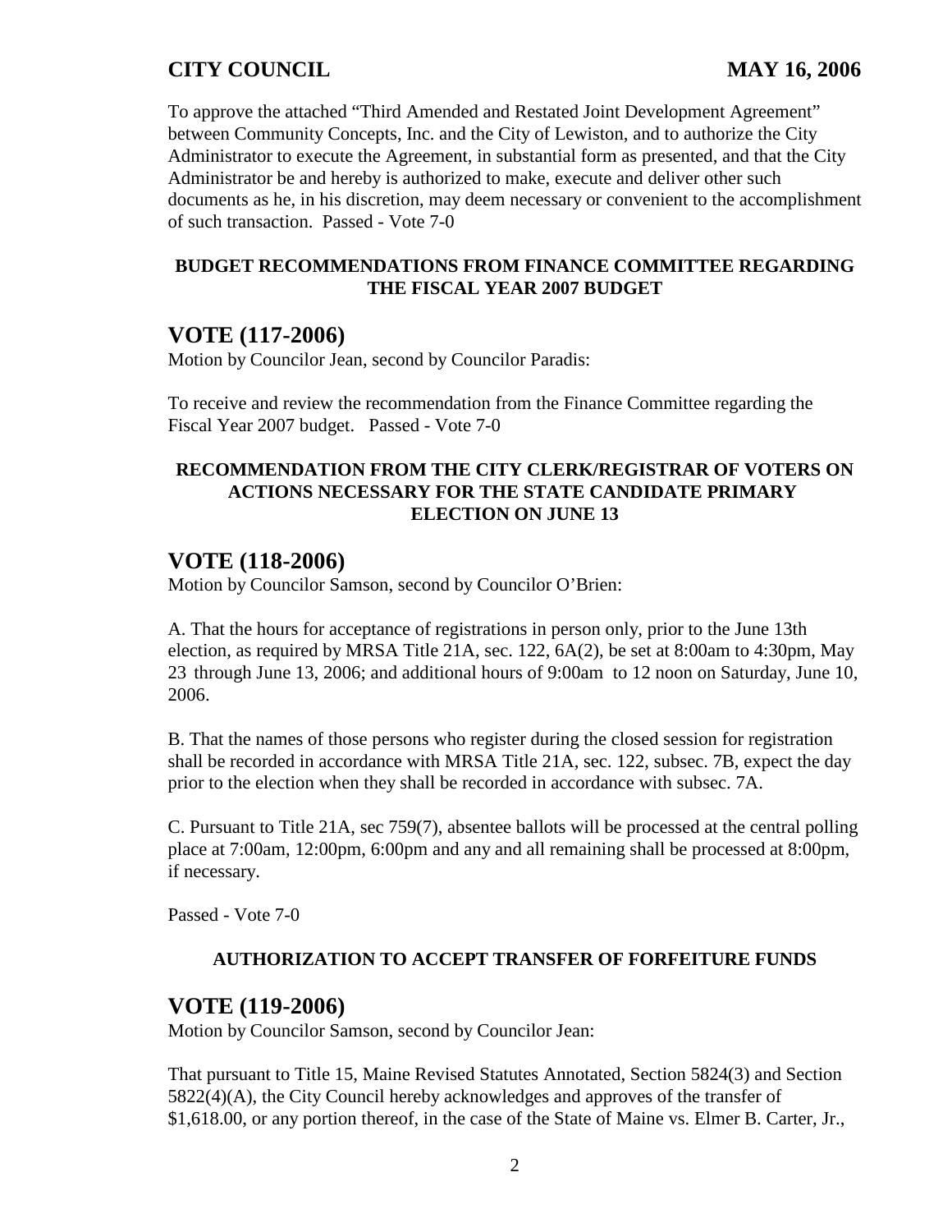To approve the attached "Third Amended and Restated Joint Development Agreement" between Community Concepts, Inc. and the City of Lewiston, and to authorize the City Administrator to execute the Agreement, in substantial form as presented, and that the City Administrator be and hereby is authorized to make, execute and deliver other such documents as he, in his discretion, may deem necessary or convenient to the accomplishment of such transaction. Passed - Vote 7-0

**BUDGET RECOMMENDATIONS FROM FINANCE COMMITTEE REGARDING THE FISCAL YEAR 2007 BUDGET**

## VOTE (117-2006)

Motion by Councilor Jean, second by Councilor Paradis:

To receive and review the recommendation from the Finance Committee regarding the Fiscal Year 2007 budget. Passed - Vote 7-0

**RECOMMENDATION FROM THE CITY CLERK/REGISTRAR OF VOTERS ON ACTIONS NECESSARY FOR THE STATE CANDIDATE PRIMARY ELECTION ON JUNE 13**

## VOTE (118-2006)

Motion by Councilor Samson, second by Councilor O'Brien:

A. That the hours for acceptance of registrations in person only, prior to the June 13th election, as required by MRSA Title 21A, sec. 122, 6A(2), be set at 8:00am to 4:30pm, May 23 through June 13, 2006; and additional hours of 9:00am to 12 noon on Saturday, June 10, 2006.

B. That the names of those persons who register during the closed session for registration shall be recorded in accordance with MRSA Title 21A, sec. 122, subsec. 7B, expect the day prior to the election when they shall be recorded in accordance with subsec. 7A.

C. Pursuant to Title 21A, sec 759(7), absentee ballots will be processed at the central polling place at 7:00am, 12:00pm, 6:00pm and any and all remaining shall be processed at 8:00pm, if necessary.

Passed - Vote 7-0

**AUTHORIZATION TO ACCEPT TRANSFER OF FORFEITURE FUNDS**

## VOTE (119-2006)

Motion by Councilor Samson, second by Councilor Jean:

That pursuant to Title 15, Maine Revised Statutes Annotated, Section 5824(3) and Section 5822(4)(A), the City Council hereby acknowledges and approves of the transfer of $1,618.00, or any portion thereof, in the case of the State of Maine vs. Elmer B. Carter, Jr.,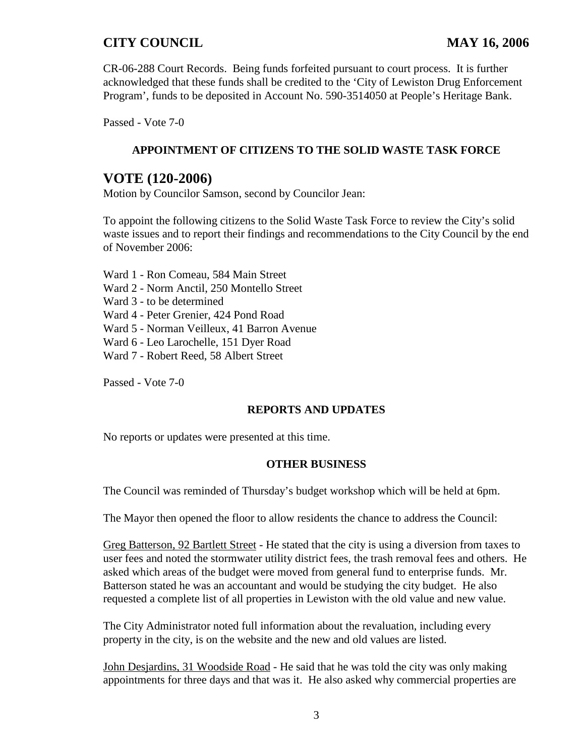CR-06-288 Court Records. Being funds forfeited pursuant to court process. It is further acknowledged that these funds shall be credited to the 'City of Lewiston Drug Enforcement Program', funds to be deposited in Account No. 590-3514050 at People's Heritage Bank.

Passed - Vote 7-0

**APPOINTMENT OF CITIZENS TO THE SOLID WASTE TASK FORCE**

## VOTE (120-2006)

Motion by Councilor Samson, second by Councilor Jean:

To appoint the following citizens to the Solid Waste Task Force to review the City's solid waste issues and to report their findings and recommendations to the City Council by the end of November 2006:

Ward 1 - Ron Comeau, 584 Main Street
Ward 2 - Norm Anctil, 250 Montello Street
Ward 3 - to be determined
Ward 4 - Peter Grenier, 424 Pond Road
Ward 5 - Norman Veilleux, 41 Barron Avenue
Ward 6 - Leo Larochelle, 151 Dyer Road
Ward 7 - Robert Reed, 58 Albert Street

Passed - Vote 7-0

**REPORTS AND UPDATES**

No reports or updates were presented at this time.

**OTHER BUSINESS**

The Council was reminded of Thursday's budget workshop which will be held at 6pm.

The Mayor then opened the floor to allow residents the chance to address the Council:

Greg Batterson, 92 Bartlett Street - He stated that the city is using a diversion from taxes to user fees and noted the stormwater utility district fees, the trash removal fees and others. He asked which areas of the budget were moved from general fund to enterprise funds. Mr. Batterson stated he was an accountant and would be studying the city budget. He also requested a complete list of all properties in Lewiston with the old value and new value.

The City Administrator noted full information about the revaluation, including every property in the city, is on the website and the new and old values are listed.

John Desjardins, 31 Woodside Road - He said that he was told the city was only making appointments for three days and that was it. He also asked why commercial properties are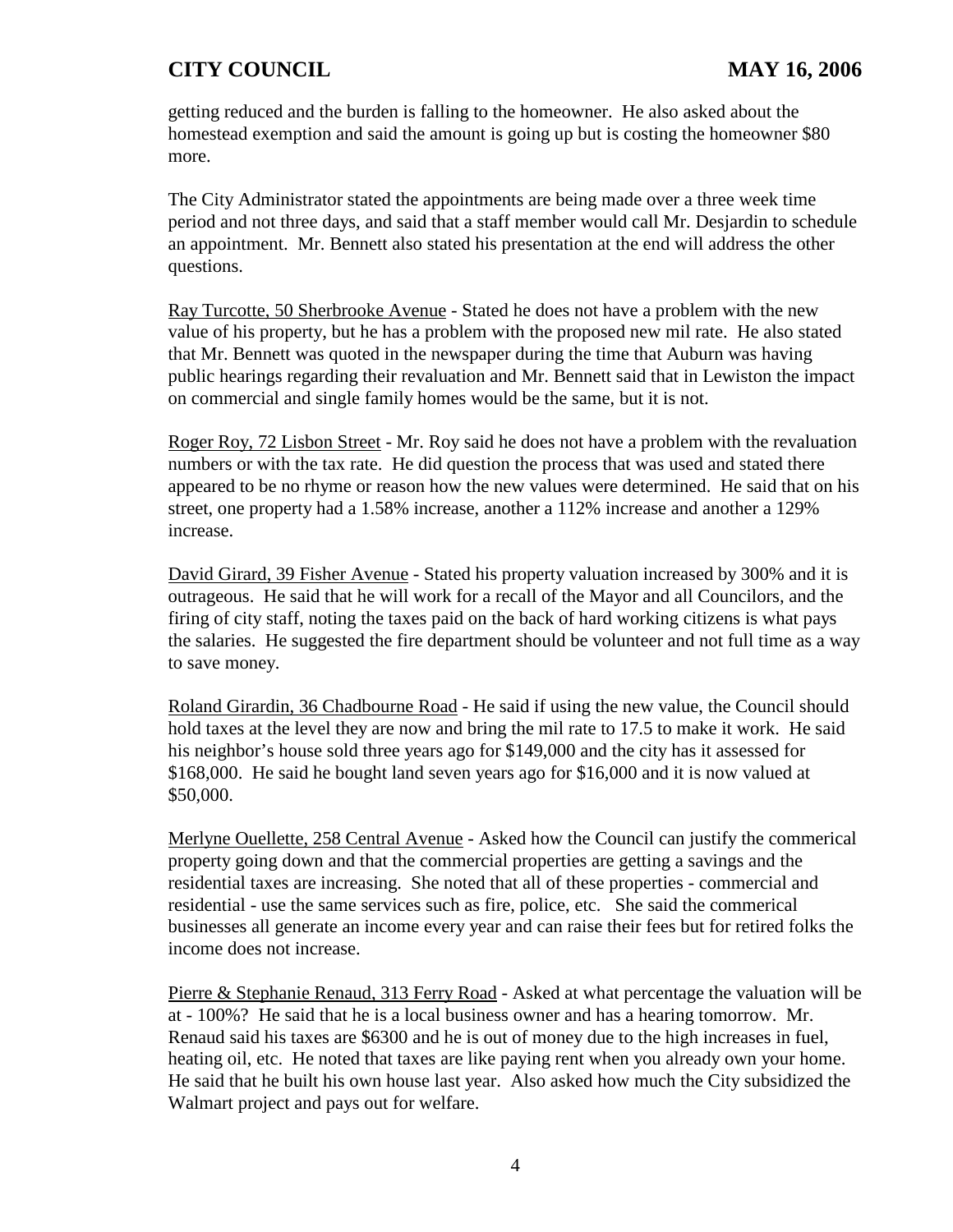getting reduced and the burden is falling to the homeowner. He also asked about the homestead exemption and said the amount is going up but is costing the homeowner $80 more.

The City Administrator stated the appointments are being made over a three week time period and not three days, and said that a staff member would call Mr. Desjardin to schedule an appointment. Mr. Bennett also stated his presentation at the end will address the other questions.

Ray Turcotte, 50 Sherbrooke Avenue - Stated he does not have a problem with the new value of his property, but he has a problem with the proposed new mil rate. He also stated that Mr. Bennett was quoted in the newspaper during the time that Auburn was having public hearings regarding their revaluation and Mr. Bennett said that in Lewiston the impact on commercial and single family homes would be the same, but it is not.

Roger Roy, 72 Lisbon Street - Mr. Roy said he does not have a problem with the revaluation numbers or with the tax rate. He did question the process that was used and stated there appeared to be no rhyme or reason how the new values were determined. He said that on his street, one property had a 1.58% increase, another a 112% increase and another a 129% increase.

David Girard, 39 Fisher Avenue - Stated his property valuation increased by 300% and it is outrageous. He said that he will work for a recall of the Mayor and all Councilors, and the firing of city staff, noting the taxes paid on the back of hard working citizens is what pays the salaries. He suggested the fire department should be volunteer and not full time as a way to save money.

Roland Girardin, 36 Chadbourne Road - He said if using the new value, the Council should hold taxes at the level they are now and bring the mil rate to 17.5 to make it work. He said his neighbor's house sold three years ago for $149,000 and the city has it assessed for $168,000. He said he bought land seven years ago for $16,000 and it is now valued at $50,000.

Merlyne Ouellette, 258 Central Avenue - Asked how the Council can justify the commerical property going down and that the commercial properties are getting a savings and the residential taxes are increasing. She noted that all of these properties - commercial and residential - use the same services such as fire, police, etc. She said the commerical businesses all generate an income every year and can raise their fees but for retired folks the income does not increase.

Pierre & Stephanie Renaud, 313 Ferry Road - Asked at what percentage the valuation will be at - 100%? He said that he is a local business owner and has a hearing tomorrow. Mr. Renaud said his taxes are $6300 and he is out of money due to the high increases in fuel, heating oil, etc. He noted that taxes are like paying rent when you already own your home. He said that he built his own house last year. Also asked how much the City subsidized the Walmart project and pays out for welfare.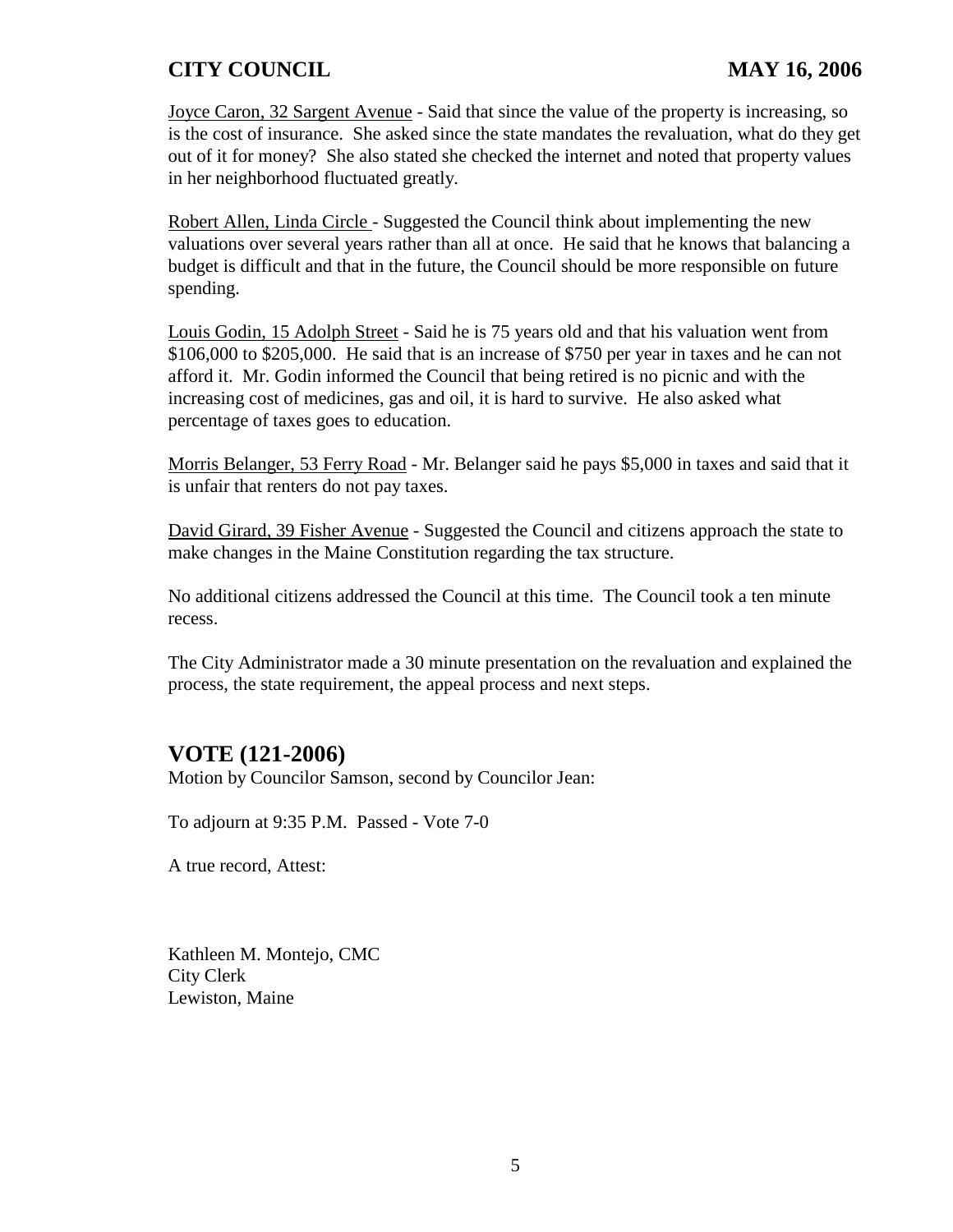Joyce Caron, 32 Sargent Avenue - Said that since the value of the property is increasing, so is the cost of insurance. She asked since the state mandates the revaluation, what do they get out of it for money? She also stated she checked the internet and noted that property values in her neighborhood fluctuated greatly.

Robert Allen, Linda Circle - Suggested the Council think about implementing the new valuations over several years rather than all at once. He said that he knows that balancing a budget is difficult and that in the future, the Council should be more responsible on future spending.

Louis Godin, 15 Adolph Street - Said he is 75 years old and that his valuation went from $106,000 to $205,000. He said that is an increase of $750 per year in taxes and he can not afford it. Mr. Godin informed the Council that being retired is no picnic and with the increasing cost of medicines, gas and oil, it is hard to survive. He also asked what percentage of taxes goes to education.

Morris Belanger, 53 Ferry Road - Mr. Belanger said he pays $5,000 in taxes and said that it is unfair that renters do not pay taxes.

David Girard, 39 Fisher Avenue - Suggested the Council and citizens approach the state to make changes in the Maine Constitution regarding the tax structure.

No additional citizens addressed the Council at this time. The Council took a ten minute recess.

The City Administrator made a 30 minute presentation on the revaluation and explained the process, the state requirement, the appeal process and next steps.

## VOTE (121-2006)

Motion by Councilor Samson, second by Councilor Jean:

To adjourn at 9:35 P.M. Passed - Vote 7-0

A true record, Attest:

Kathleen M. Montejo, CMC
City Clerk
Lewiston, Maine